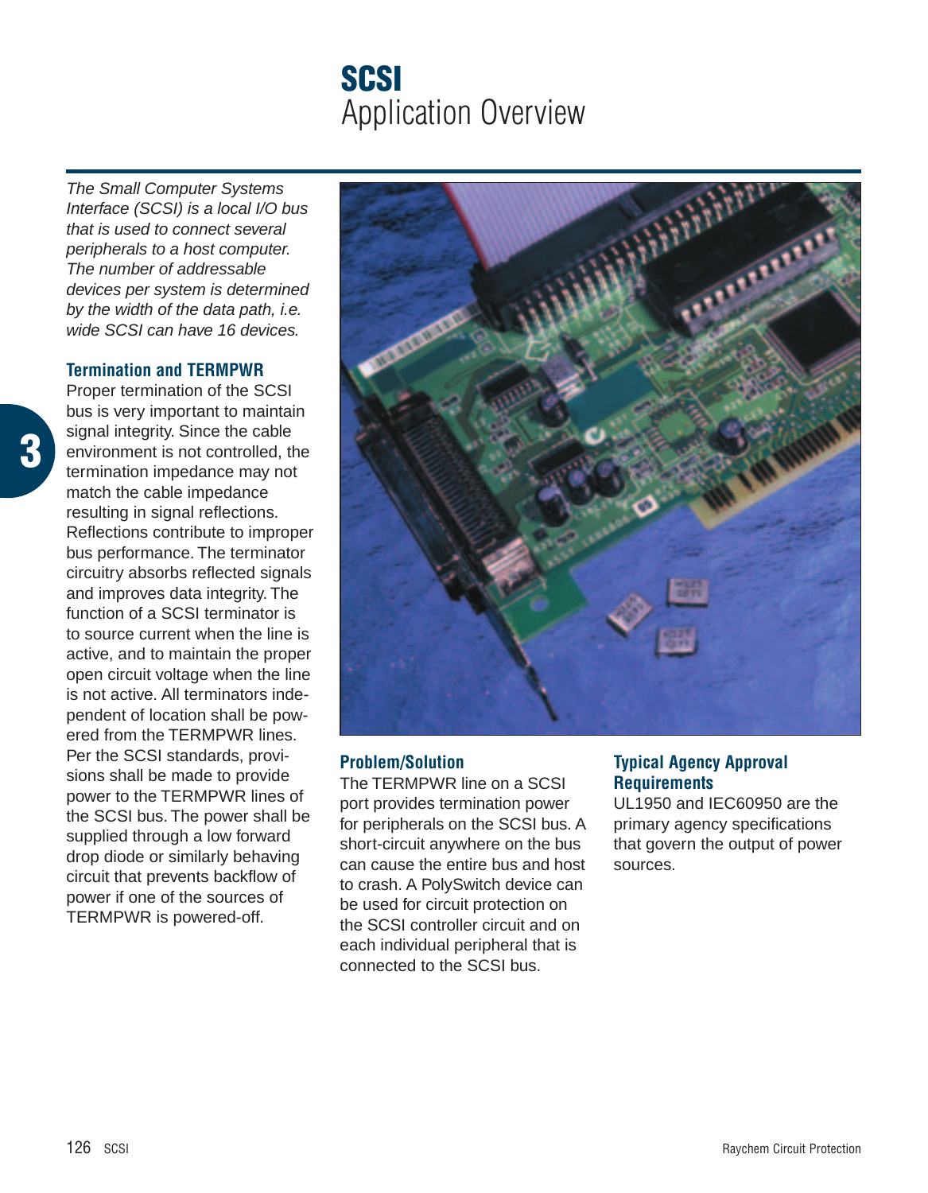# SCSI
## Application Overview

*The Small Computer Systems Interface (SCSI) is a local I/O bus that is used to connect several peripherals to a host computer. The number of addressable devices per system is determined by the width of the data path, i.e. wide SCSI can have 16 devices.*

### Termination and TERMPWR

Proper termination of the SCSI bus is very important to maintain signal integrity. Since the cable environment is not controlled, the termination impedance may not match the cable impedance resulting in signal reflections. Reflections contribute to improper bus performance. The terminator circuitry absorbs reflected signals and improves data integrity. The function of a SCSI terminator is to source current when the line is active, and to maintain the proper open circuit voltage when the line is not active. All terminators independent of location shall be powered from the TERMPWR lines. Per the SCSI standards, provisions shall be made to provide power to the TERMPWR lines of the SCSI bus. The power shall be supplied through a low forward drop diode or similarly behaving circuit that prevents backflow of power if one of the sources of TERMPWR is powered-off.

### Problem/Solution

The TERMPWR line on a SCSI port provides termination power for peripherals on the SCSI bus. A short-circuit anywhere on the bus can cause the entire bus and host to crash. A PolySwitch device can be used for circuit protection on the SCSI controller circuit and on each individual peripheral that is connected to the SCSI bus.

### Typical Agency Approval Requirements

UL1950 and IEC60950 are the primary agency specifications that govern the output of power sources.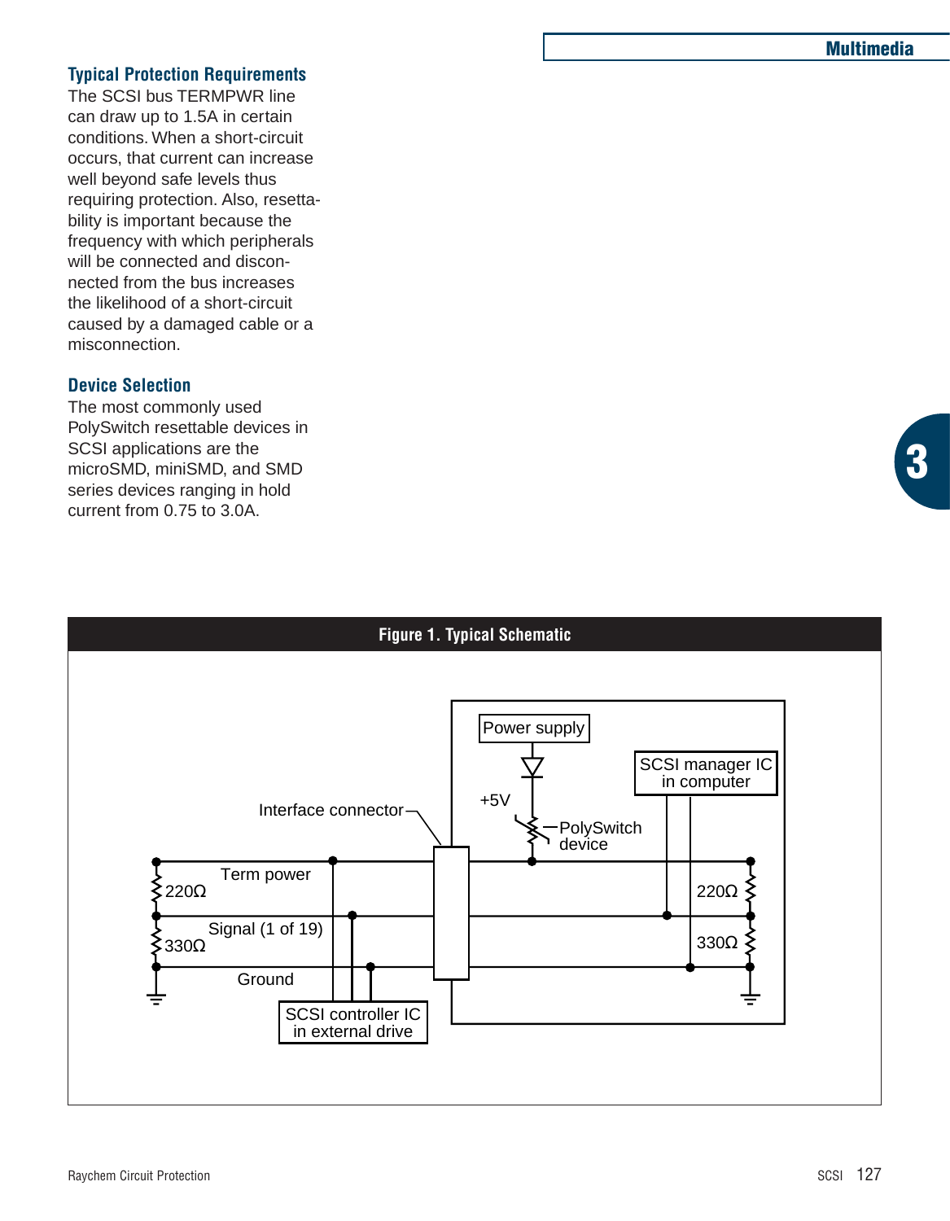## Typical Protection Requirements

The SCSI bus TERMPWR line can draw up to 1.5A in certain conditions. When a short-circuit occurs, that current can increase well beyond safe levels thus requiring protection. Also, resettability is important because the frequency with which peripherals will be connected and disconnected from the bus increases the likelihood of a short-circuit caused by a damaged cable or a misconnection.

## Device Selection

The most commonly used PolySwitch resettable devices in SCSI applications are the microSMD, miniSMD, and SMD series devices ranging in hold current from 0.75 to 3.0A.

**Figure 1. Typical Schematic**

Power supply
SCSI manager IC in computer
+5V
PolySwitch device
Interface connector
Term power
220Ω
Signal (1 of 19)
330Ω
Ground
220Ω
330Ω
SCSI controller IC in external drive